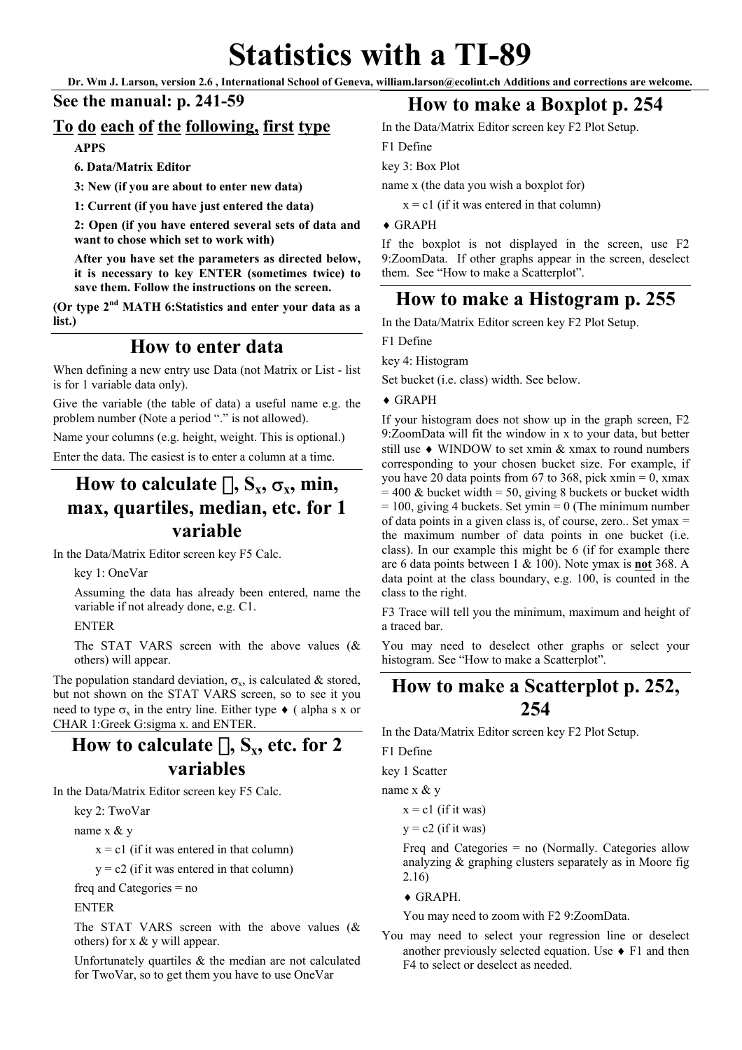# Statistics with a TI-89

**Dr. Wm J. Larson, version 2.6 , International School of Geneva, william.larson@ecolint.ch Additions and corrections are welcome.**

## See the manual: p. 241-59

## To do each of the following, first type

**APPS**

**6. Data/Matrix Editor**

**3: New (if you are about to enter new data)**

**1: Current (if you have just entered the data)**

**2: Open (if you have entered several sets of data and want to chose which set to work with)**

**After you have set the parameters as directed below, it is necessary to key ENTER (sometimes twice) to save them. Follow the instructions on the screen.**

**(Or type 2nd MATH 6:Statistics and enter your data as a list.)**

## How to enter data

When defining a new entry use Data (not Matrix or List - list is for 1 variable data only).

Give the variable (the table of data) a useful name e.g. the problem number (Note a period "." is not allowed).

Name your columns (e.g. height, weight. This is optional.)

Enter the data. The easiest is to enter a column at a time.

## How to calculate , $S_x$, $\sigma_x$, min, max, quartiles, median, etc. for 1 variable

In the Data/Matrix Editor screen key F5 Calc.

key 1: OneVar

Assuming the data has already been entered, name the variable if not already done, e.g. C1.

ENTER

The STAT VARS screen with the above values (& others) will appear.

The population standard deviation, $\sigma_x$, is calculated & stored, but not shown on the STAT VARS screen, so to see it you need to type $\sigma_x$ in the entry line. Either type ♦ ( alpha s x or CHAR 1:Greek G:sigma x. and ENTER.

## How to calculate , $S_x$, etc. for 2 variables

In the Data/Matrix Editor screen key F5 Calc.

key 2: TwoVar

name x & y

x = c1 (if it was entered in that column)

y = c2 (if it was entered in that column)

freq and Categories = no

ENTER

The STAT VARS screen with the above values (& others) for x & y will appear.

Unfortunately quartiles & the median are not calculated for TwoVar, so to get them you have to use OneVar

## How to make a Boxplot p. 254

In the Data/Matrix Editor screen key F2 Plot Setup.

F1 Define

key 3: Box Plot

name x (the data you wish a boxplot for)

x = c1 (if it was entered in that column)

♦ GRAPH

If the boxplot is not displayed in the screen, use F2 9:ZoomData. If other graphs appear in the screen, deselect them. See "How to make a Scatterplot".

## How to make a Histogram p. 255

In the Data/Matrix Editor screen key F2 Plot Setup.

F1 Define

key 4: Histogram

Set bucket (i.e. class) width. See below.

♦ GRAPH

If your histogram does not show up in the graph screen, F2 9:ZoomData will fit the window in x to your data, but better still use ♦ WINDOW to set xmin & xmax to round numbers corresponding to your chosen bucket size. For example, if you have 20 data points from 67 to 368, pick xmin = 0, xmax = 400 & bucket width = 50, giving 8 buckets or bucket width = 100, giving 4 buckets. Set ymin = 0 (The minimum number of data points in a given class is, of course, zero.. Set ymax = the maximum number of data points in one bucket (i.e. class). In our example this might be 6 (if for example there are 6 data points between 1 & 100). Note ymax is **not** 368. A data point at the class boundary, e.g. 100, is counted in the class to the right.

F3 Trace will tell you the minimum, maximum and height of a traced bar.

You may need to deselect other graphs or select your histogram. See "How to make a Scatterplot".

## How to make a Scatterplot p. 252, 254

In the Data/Matrix Editor screen key F2 Plot Setup.

F1 Define

key 1 Scatter

name x & y

x = c1 (if it was)

y = c2 (if it was)

Freq and Categories = no (Normally. Categories allow analyzing & graphing clusters separately as in Moore fig 2.16)

♦ GRAPH.

You may need to zoom with F2 9:ZoomData.

You may need to select your regression line or deselect another previously selected equation. Use ♦ F1 and then F4 to select or deselect as needed.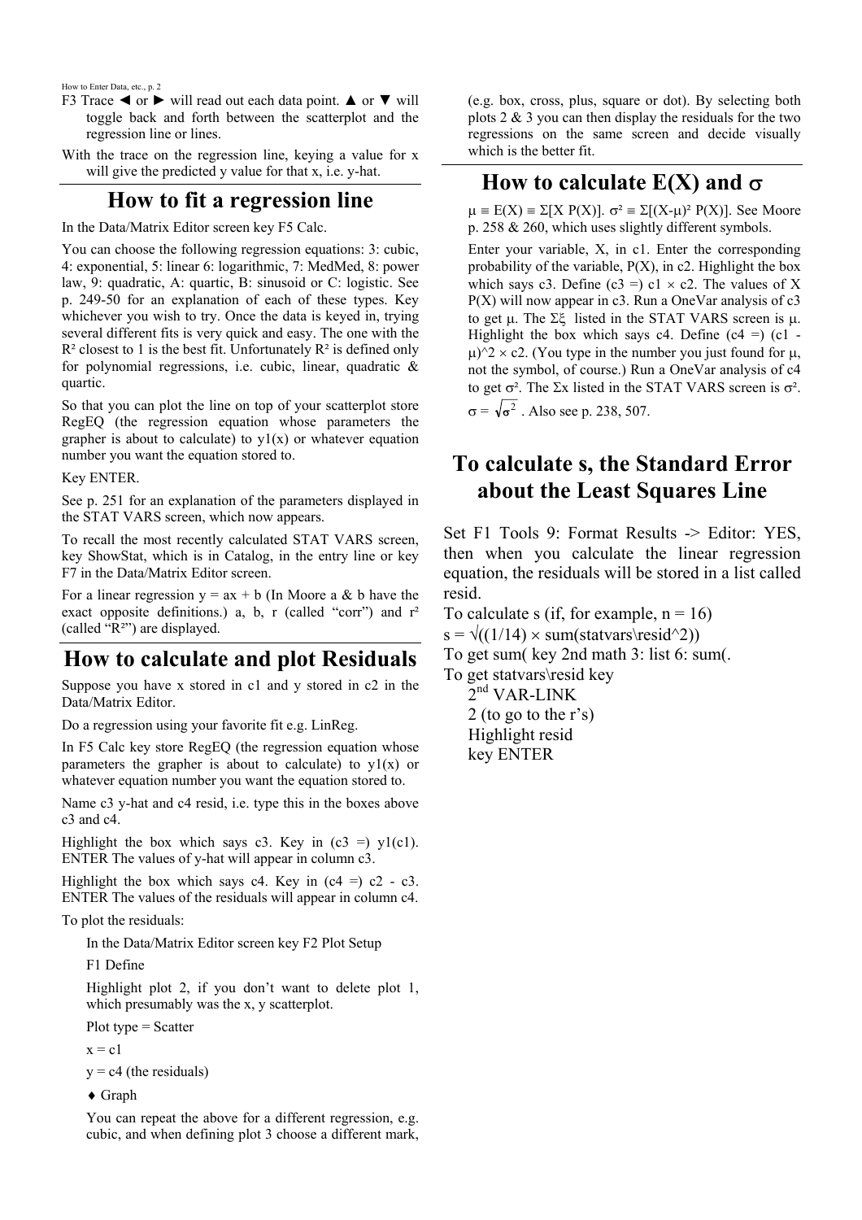F3 Trace ◄ or ► will read out each data point. ▲ or ▼ will toggle back and forth between the scatterplot and the regression line or lines.

With the trace on the regression line, keying a value for x will give the predicted y value for that x, i.e. y-hat.

# How to fit a regression line

In the Data/Matrix Editor screen key F5 Calc.

You can choose the following regression equations: 3: cubic, 4: exponential, 5: linear 6: logarithmic, 7: MedMed, 8: power law, 9: quadratic, A: quartic, B: sinusoid or C: logistic. See p. 249-50 for an explanation of each of these types. Key whichever you wish to try. Once the data is keyed in, trying several different fits is very quick and easy. The one with the $R^2$ closest to 1 is the best fit. Unfortunately $R^2$ is defined only for polynomial regressions, i.e. cubic, linear, quadratic & quartic.

So that you can plot the line on top of your scatterplot store RegEQ (the regression equation whose parameters the grapher is about to calculate) to y1(x) or whatever equation number you want the equation stored to.

Key ENTER.

See p. 251 for an explanation of the parameters displayed in the STAT VARS screen, which now appears.

To recall the most recently calculated STAT VARS screen, key ShowStat, which is in Catalog, in the entry line or key F7 in the Data/Matrix Editor screen.

For a linear regression $y = ax + b$ (In Moore a & b have the exact opposite definitions.) a, b, r (called "corr") and $r^2$ (called "$R^2$") are displayed.

# How to calculate and plot Residuals

Suppose you have x stored in c1 and y stored in c2 in the Data/Matrix Editor.

Do a regression using your favorite fit e.g. LinReg.

In F5 Calc key store RegEQ (the regression equation whose parameters the grapher is about to calculate) to y1(x) or whatever equation number you want the equation stored to.

Name c3 y-hat and c4 resid, i.e. type this in the boxes above c3 and c4.

Highlight the box which says c3. Key in (c3 =) y1(c1). ENTER The values of y-hat will appear in column c3.

Highlight the box which says c4. Key in (c4 =) c2 - c3. ENTER The values of the residuals will appear in column c4.

To plot the residuals:

In the Data/Matrix Editor screen key F2 Plot Setup

F1 Define

Highlight plot 2, if you don't want to delete plot 1, which presumably was the x, y scatterplot.

Plot type = Scatter

x = c1

y = c4 (the residuals)

♦ Graph

You can repeat the above for a different regression, e.g. cubic, and when defining plot 3 choose a different mark, (e.g. box, cross, plus, square or dot). By selecting both plots 2 & 3 you can then display the residuals for the two regressions on the same screen and decide visually which is the better fit.

# How to calculate E(X) and σ

$\mu \equiv E(X) \equiv \Sigma[X\ P(X)]$. $\sigma^2 \equiv \Sigma[(X-\mu)^2\ P(X)]$. See Moore p. 258 & 260, which uses slightly different symbols.

Enter your variable, X, in c1. Enter the corresponding probability of the variable, P(X), in c2. Highlight the box which says c3. Define (c3 =) c1 × c2. The values of X P(X) will now appear in c3. Run a OneVar analysis of c3 to get μ. The Σξ listed in the STAT VARS screen is μ. Highlight the box which says c4. Define (c4 =) (c1 - μ)^2 × c2. (You type in the number you just found for μ, not the symbol, of course.) Run a OneVar analysis of c4 to get $\sigma^2$. The Σx listed in the STAT VARS screen is $\sigma^2$. $\sigma = \sqrt{\sigma^2}$ . Also see p. 238, 507.

# To calculate s, the Standard Error about the Least Squares Line

Set F1 Tools 9: Format Results -> Editor: YES, then when you calculate the linear regression equation, the residuals will be stored in a list called resid.

To calculate s (if, for example, n = 16)

s = √((1/14) × sum(statvars\resid^2))

To get sum( key 2nd math 3: list 6: sum(.

To get statvars\resid key

2nd VAR-LINK

2 (to go to the r's)

Highlight resid

key ENTER